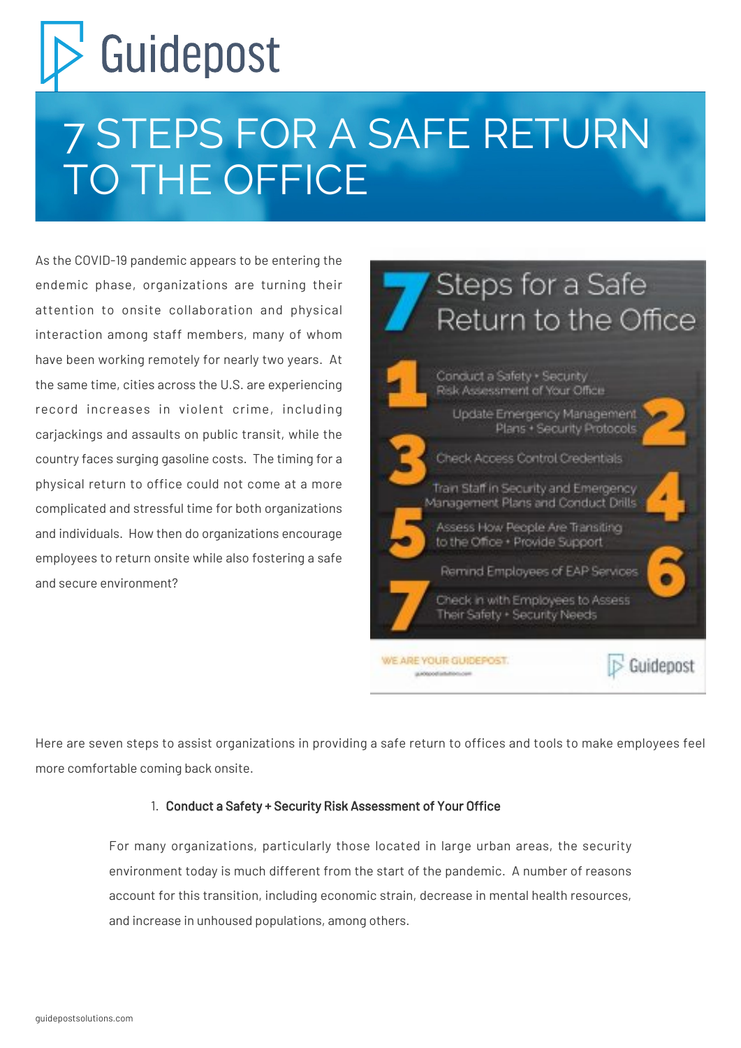# Guidepost

# 7 STEPS FOR A SAFE RETURN TO THE OFFICE

As the COVID-19 pandemic appears to be entering the endemic phase, organizations are turning their attention to onsite collaboration and physical interaction among staff members, many of whom have been working remotely for nearly two years. At the same time, cities across the U.S. are experiencing record increases in violent crime, including carjackings and assaults on public transit, while the country faces surging gasoline costs. The timing for a physical return to office could not come at a more complicated and stressful time for both organizations and individuals. How then do organizations encourage employees to return onsite while also fostering a safe and secure environment?

7 Steps for a Safe Return to the Office

1. Conduct a Safety + Security Risk Assessment of Your Office
2. Update Emergency Management Plans + Security Protocols
3. Check Access Control Credentials
4. Train Staff in Security and Emergency Management Plans and Conduct Drills
5. Assess How People Are Transiting to the Office + Provide Support
6. Remind Employees of EAP Services
7. Check in with Employees to Assess Their Safety + Security Needs

WE ARE YOUR GUIDEPOST.

Here are seven steps to assist organizations in providing a safe return to offices and tools to make employees feel more comfortable coming back onsite.

1. **Conduct a Safety + Security Risk Assessment of Your Office**

   For many organizations, particularly those located in large urban areas, the security environment today is much different from the start of the pandemic. A number of reasons account for this transition, including economic strain, decrease in mental health resources, and increase in unhoused populations, among others.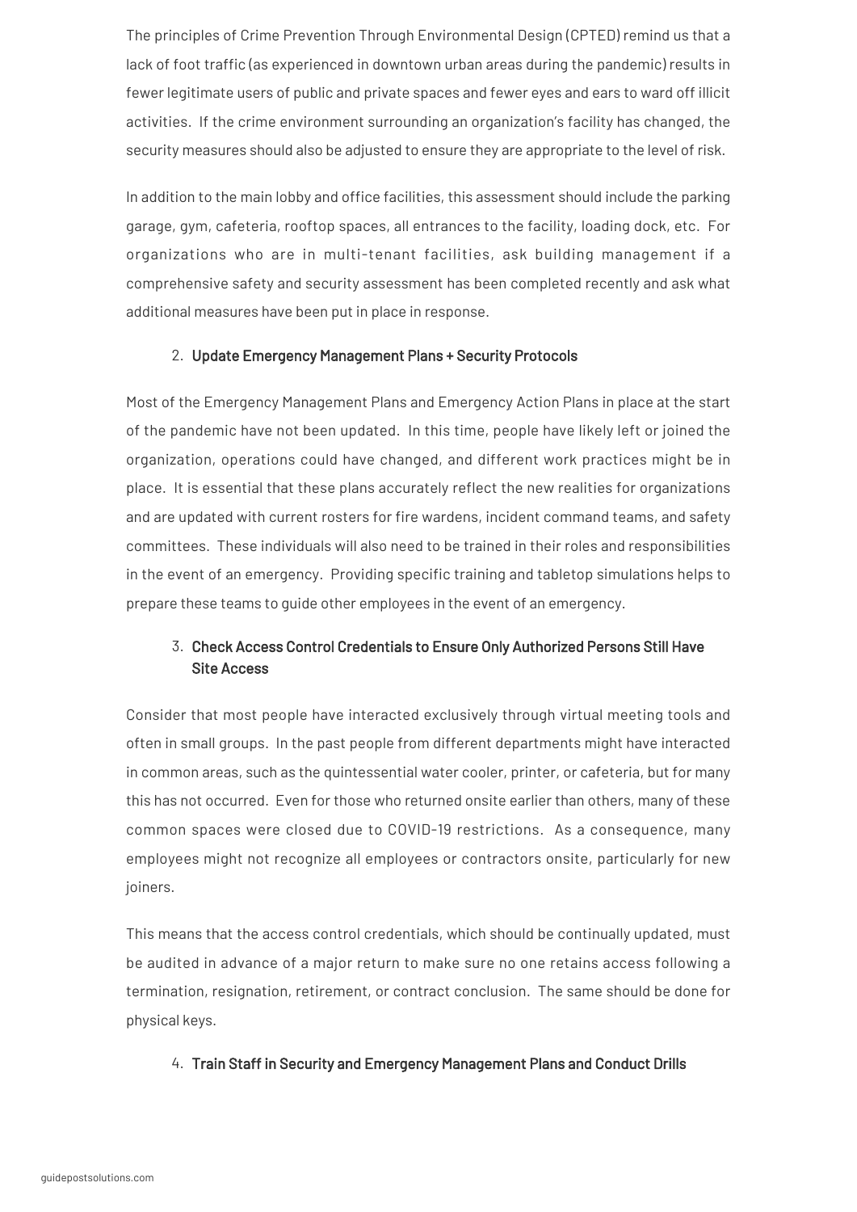The principles of Crime Prevention Through Environmental Design (CPTED) remind us that a lack of foot traffic (as experienced in downtown urban areas during the pandemic) results in fewer legitimate users of public and private spaces and fewer eyes and ears to ward off illicit activities. If the crime environment surrounding an organization's facility has changed, the security measures should also be adjusted to ensure they are appropriate to the level of risk.

In addition to the main lobby and office facilities, this assessment should include the parking garage, gym, cafeteria, rooftop spaces, all entrances to the facility, loading dock, etc. For organizations who are in multi-tenant facilities, ask building management if a comprehensive safety and security assessment has been completed recently and ask what additional measures have been put in place in response.

2. **Update Emergency Management Plans + Security Protocols**

Most of the Emergency Management Plans and Emergency Action Plans in place at the start of the pandemic have not been updated. In this time, people have likely left or joined the organization, operations could have changed, and different work practices might be in place. It is essential that these plans accurately reflect the new realities for organizations and are updated with current rosters for fire wardens, incident command teams, and safety committees. These individuals will also need to be trained in their roles and responsibilities in the event of an emergency. Providing specific training and tabletop simulations helps to prepare these teams to guide other employees in the event of an emergency.

3. **Check Access Control Credentials to Ensure Only Authorized Persons Still Have Site Access**

Consider that most people have interacted exclusively through virtual meeting tools and often in small groups. In the past people from different departments might have interacted in common areas, such as the quintessential water cooler, printer, or cafeteria, but for many this has not occurred. Even for those who returned onsite earlier than others, many of these common spaces were closed due to COVID-19 restrictions. As a consequence, many employees might not recognize all employees or contractors onsite, particularly for new joiners.

This means that the access control credentials, which should be continually updated, must be audited in advance of a major return to make sure no one retains access following a termination, resignation, retirement, or contract conclusion. The same should be done for physical keys.

4. **Train Staff in Security and Emergency Management Plans and Conduct Drills**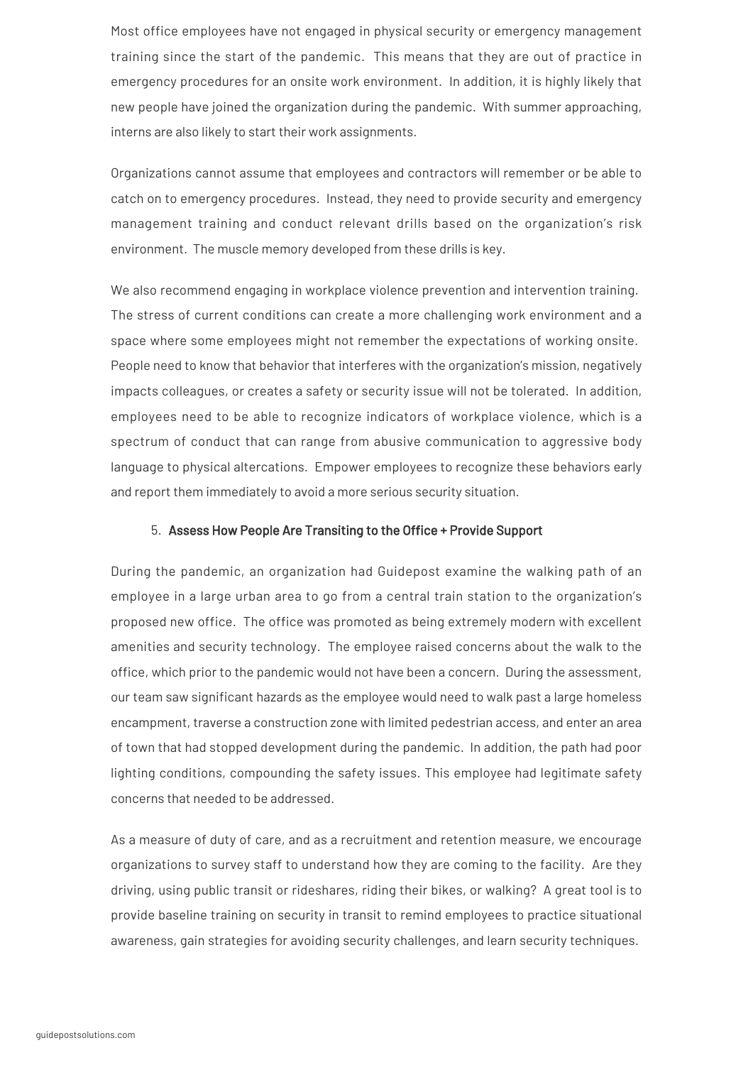Most office employees have not engaged in physical security or emergency management training since the start of the pandemic. This means that they are out of practice in emergency procedures for an onsite work environment. In addition, it is highly likely that new people have joined the organization during the pandemic. With summer approaching, interns are also likely to start their work assignments.

Organizations cannot assume that employees and contractors will remember or be able to catch on to emergency procedures. Instead, they need to provide security and emergency management training and conduct relevant drills based on the organization's risk environment. The muscle memory developed from these drills is key.

We also recommend engaging in workplace violence prevention and intervention training. The stress of current conditions can create a more challenging work environment and a space where some employees might not remember the expectations of working onsite. People need to know that behavior that interferes with the organization's mission, negatively impacts colleagues, or creates a safety or security issue will not be tolerated. In addition, employees need to be able to recognize indicators of workplace violence, which is a spectrum of conduct that can range from abusive communication to aggressive body language to physical altercations. Empower employees to recognize these behaviors early and report them immediately to avoid a more serious security situation.

5. **Assess How People Are Transiting to the Office + Provide Support**

During the pandemic, an organization had Guidepost examine the walking path of an employee in a large urban area to go from a central train station to the organization's proposed new office. The office was promoted as being extremely modern with excellent amenities and security technology. The employee raised concerns about the walk to the office, which prior to the pandemic would not have been a concern. During the assessment, our team saw significant hazards as the employee would need to walk past a large homeless encampment, traverse a construction zone with limited pedestrian access, and enter an area of town that had stopped development during the pandemic. In addition, the path had poor lighting conditions, compounding the safety issues. This employee had legitimate safety concerns that needed to be addressed.

As a measure of duty of care, and as a recruitment and retention measure, we encourage organizations to survey staff to understand how they are coming to the facility. Are they driving, using public transit or rideshares, riding their bikes, or walking? A great tool is to provide baseline training on security in transit to remind employees to practice situational awareness, gain strategies for avoiding security challenges, and learn security techniques.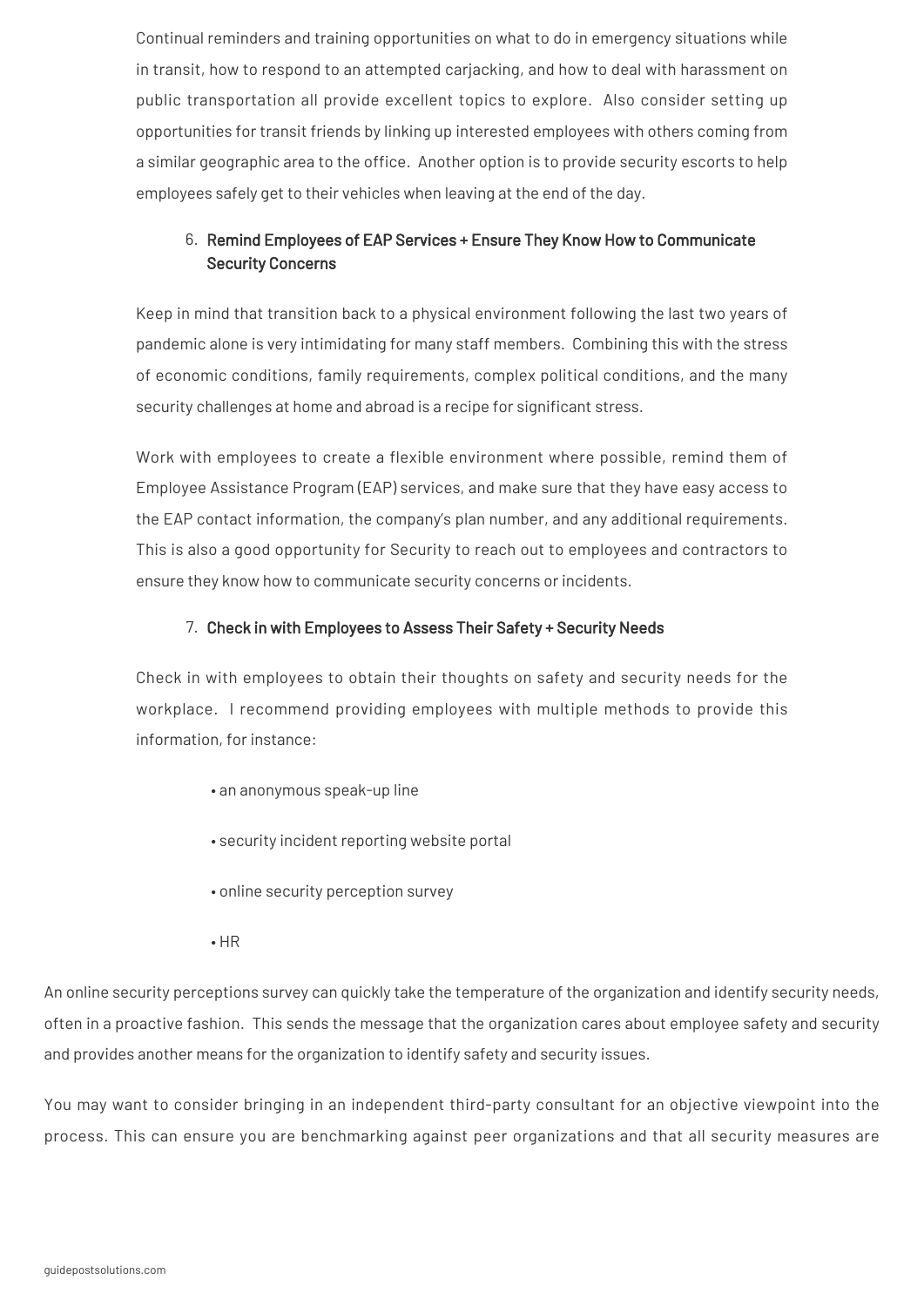Continual reminders and training opportunities on what to do in emergency situations while in transit, how to respond to an attempted carjacking, and how to deal with harassment on public transportation all provide excellent topics to explore. Also consider setting up opportunities for transit friends by linking up interested employees with others coming from a similar geographic area to the office. Another option is to provide security escorts to help employees safely get to their vehicles when leaving at the end of the day.

6. **Remind Employees of EAP Services + Ensure They Know How to Communicate Security Concerns**

Keep in mind that transition back to a physical environment following the last two years of pandemic alone is very intimidating for many staff members. Combining this with the stress of economic conditions, family requirements, complex political conditions, and the many security challenges at home and abroad is a recipe for significant stress.

Work with employees to create a flexible environment where possible, remind them of Employee Assistance Program (EAP) services, and make sure that they have easy access to the EAP contact information, the company's plan number, and any additional requirements. This is also a good opportunity for Security to reach out to employees and contractors to ensure they know how to communicate security concerns or incidents.

7. **Check in with Employees to Assess Their Safety + Security Needs**

Check in with employees to obtain their thoughts on safety and security needs for the workplace. I recommend providing employees with multiple methods to provide this information, for instance:

- an anonymous speak-up line
- security incident reporting website portal
- online security perception survey
- HR

An online security perceptions survey can quickly take the temperature of the organization and identify security needs, often in a proactive fashion. This sends the message that the organization cares about employee safety and security and provides another means for the organization to identify safety and security issues.

You may want to consider bringing in an independent third-party consultant for an objective viewpoint into the process. This can ensure you are benchmarking against peer organizations and that all security measures are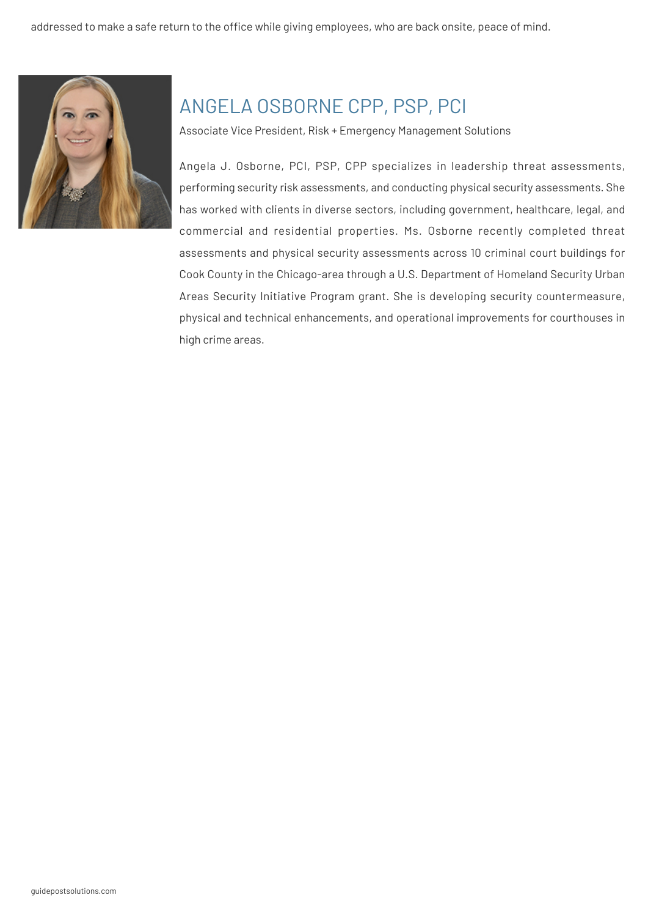addressed to make a safe return to the office while giving employees, who are back onsite, peace of mind.

## ANGELA OSBORNE CPP, PSP, PCI

Associate Vice President, Risk + Emergency Management Solutions

Angela J. Osborne, PCI, PSP, CPP specializes in leadership threat assessments, performing security risk assessments, and conducting physical security assessments. She has worked with clients in diverse sectors, including government, healthcare, legal, and commercial and residential properties. Ms. Osborne recently completed threat assessments and physical security assessments across 10 criminal court buildings for Cook County in the Chicago-area through a U.S. Department of Homeland Security Urban Areas Security Initiative Program grant. She is developing security countermeasure, physical and technical enhancements, and operational improvements for courthouses in high crime areas.